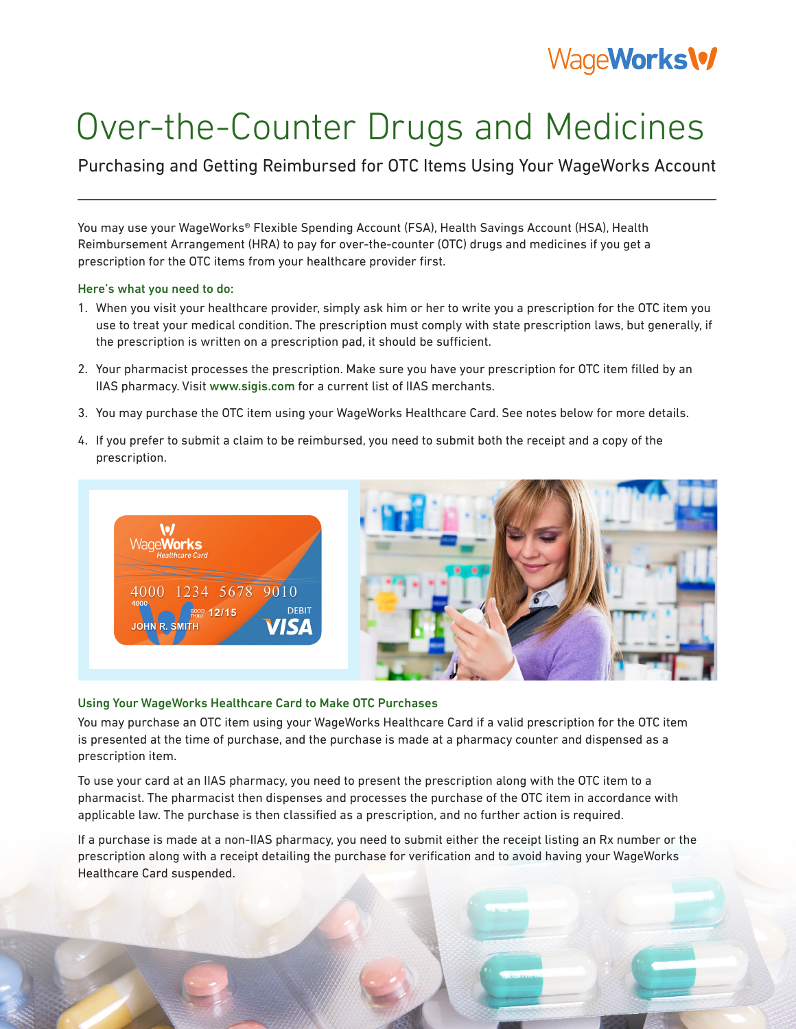# Over-the-Counter Drugs and Medicines

## Purchasing and Getting Reimbursed for OTC Items Using Your WageWorks Account

You may use your WageWorks® Flexible Spending Account (FSA), Health Savings Account (HSA), Health Reimbursement Arrangement (HRA) to pay for over-the-counter (OTC) drugs and medicines if you get a prescription for the OTC items from your healthcare provider first.

### Here's what you need to do:

1. When you visit your healthcare provider, simply ask him or her to write you a prescription for the OTC item you use to treat your medical condition. The prescription must comply with state prescription laws, but generally, if the prescription is written on a prescription pad, it should be sufficient.
2. Your pharmacist processes the prescription. Make sure you have your prescription for OTC item filled by an IIAS pharmacy. Visit www.sigis.com for a current list of IIAS merchants.
3. You may purchase the OTC item using your WageWorks Healthcare Card. See notes below for more details.
4. If you prefer to submit a claim to be reimbursed, you need to submit both the receipt and a copy of the prescription.

### Using Your WageWorks Healthcare Card to Make OTC Purchases

You may purchase an OTC item using your WageWorks Healthcare Card if a valid prescription for the OTC item is presented at the time of purchase, and the purchase is made at a pharmacy counter and dispensed as a prescription item.

To use your card at an IIAS pharmacy, you need to present the prescription along with the OTC item to a pharmacist. The pharmacist then dispenses and processes the purchase of the OTC item in accordance with applicable law. The purchase is then classified as a prescription, and no further action is required.

If a purchase is made at a non-IIAS pharmacy, you need to submit either the receipt listing an Rx number or the prescription along with a receipt detailing the purchase for verification and to avoid having your WageWorks Healthcare Card suspended.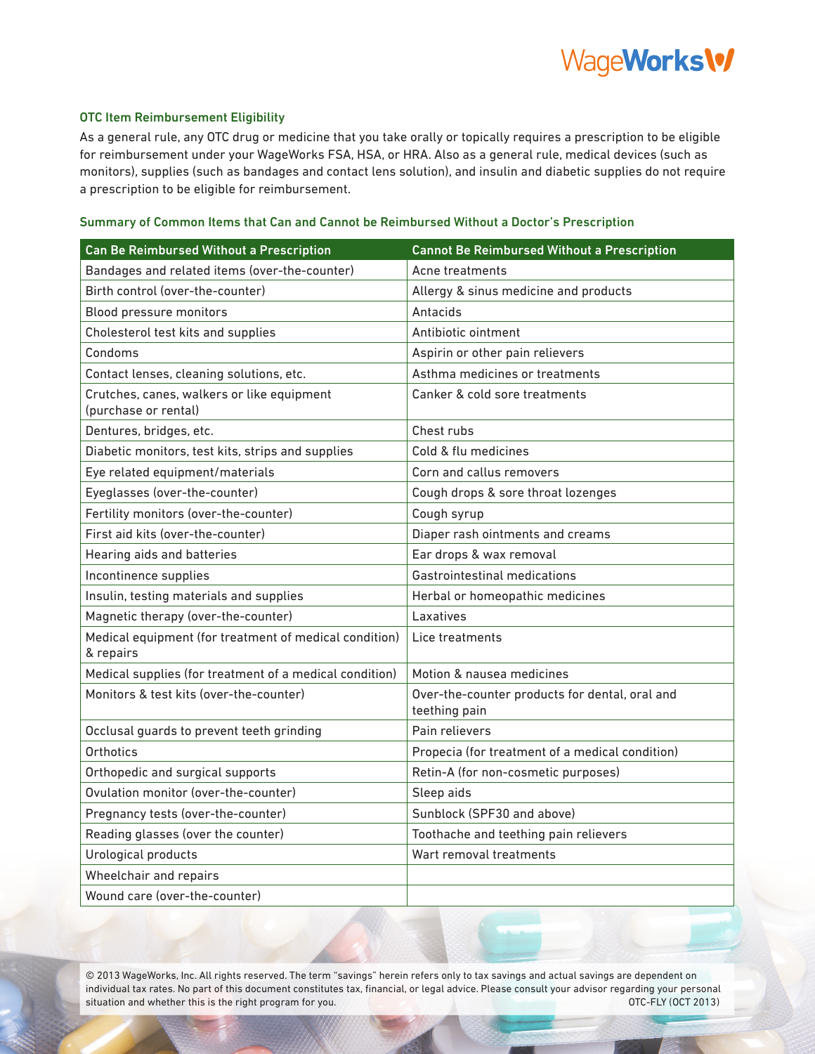### OTC Item Reimbursement Eligibility

As a general rule, any OTC drug or medicine that you take orally or topically requires a prescription to be eligible for reimbursement under your WageWorks FSA, HSA, or HRA. Also as a general rule, medical devices (such as monitors), supplies (such as bandages and contact lens solution), and insulin and diabetic supplies do not require a prescription to be eligible for reimbursement.

### Summary of Common Items that Can and Cannot be Reimbursed Without a Doctor's Prescription

| Can Be Reimbursed Without a Prescription | Cannot Be Reimbursed Without a Prescription |
|---|---|
| Bandages and related items (over-the-counter) | Acne treatments |
| Birth control (over-the-counter) | Allergy & sinus medicine and products |
| Blood pressure monitors | Antacids |
| Cholesterol test kits and supplies | Antibiotic ointment |
| Condoms | Aspirin or other pain relievers |
| Contact lenses, cleaning solutions, etc. | Asthma medicines or treatments |
| Crutches, canes, walkers or like equipment (purchase or rental) | Canker & cold sore treatments |
| Dentures, bridges, etc. | Chest rubs |
| Diabetic monitors, test kits, strips and supplies | Cold & flu medicines |
| Eye related equipment/materials | Corn and callus removers |
| Eyeglasses (over-the-counter) | Cough drops & sore throat lozenges |
| Fertility monitors (over-the-counter) | Cough syrup |
| First aid kits (over-the-counter) | Diaper rash ointments and creams |
| Hearing aids and batteries | Ear drops & wax removal |
| Incontinence supplies | Gastrointestinal medications |
| Insulin, testing materials and supplies | Herbal or homeopathic medicines |
| Magnetic therapy (over-the-counter) | Laxatives |
| Medical equipment (for treatment of medical condition) & repairs | Lice treatments |
| Medical supplies (for treatment of a medical condition) | Motion & nausea medicines |
| Monitors & test kits (over-the-counter) | Over-the-counter products for dental, oral and teething pain |
| Occlusal guards to prevent teeth grinding | Pain relievers |
| Orthotics | Propecia (for treatment of a medical condition) |
| Orthopedic and surgical supports | Retin-A (for non-cosmetic purposes) |
| Ovulation monitor (over-the-counter) | Sleep aids |
| Pregnancy tests (over-the-counter) | Sunblock (SPF30 and above) |
| Reading glasses (over the counter) | Toothache and teething pain relievers |
| Urological products | Wart removal treatments |
| Wheelchair and repairs | |
| Wound care (over-the-counter) | |

© 2013 WageWorks, Inc. All rights reserved. The term "savings" herein refers only to tax savings and actual savings are dependent on individual tax rates. No part of this document constitutes tax, financial, or legal advice. Please consult your advisor regarding your personal situation and whether this is the right program for you. OTC-FLY (OCT 2013)